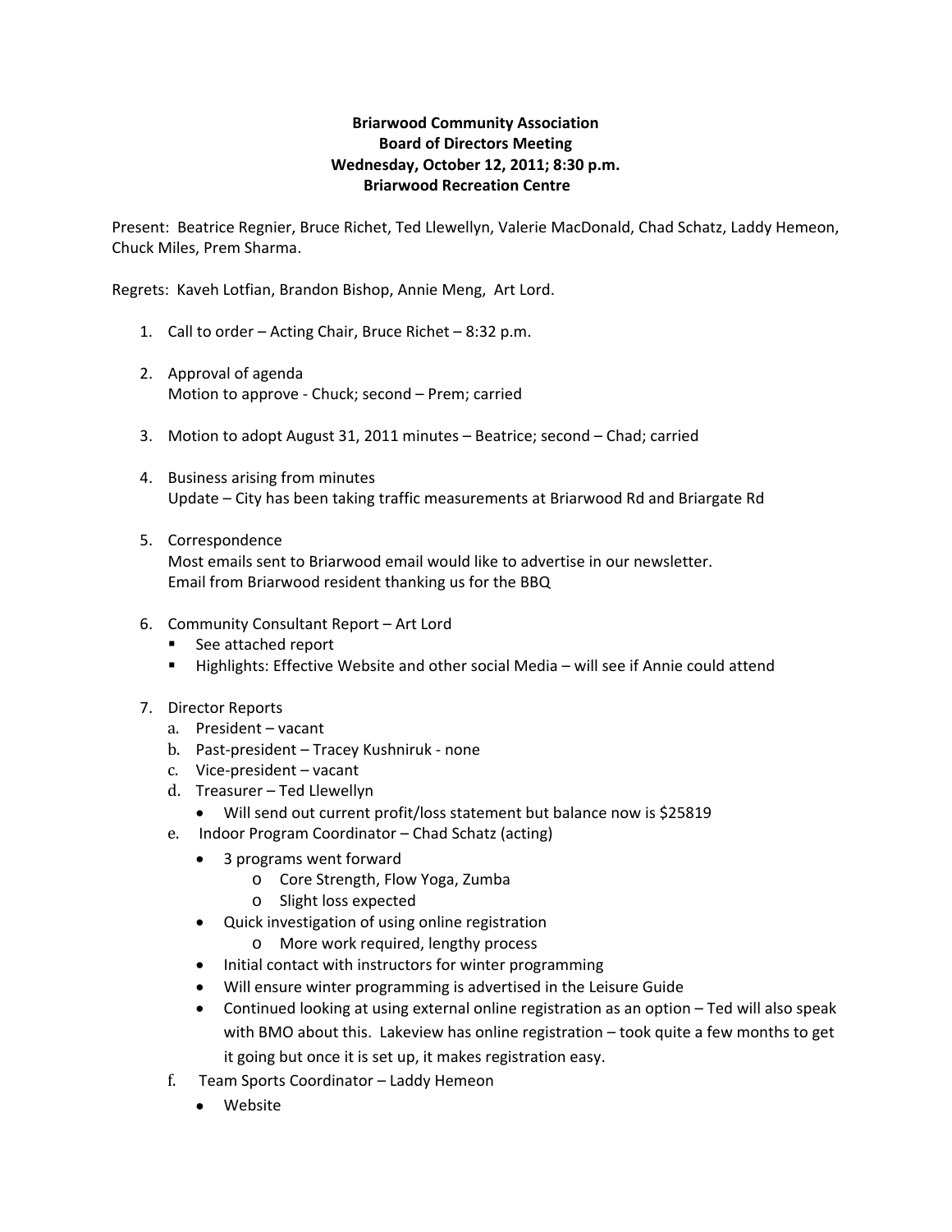**Briarwood Community Association**
**Board of Directors Meeting**
**Wednesday, October 12, 2011; 8:30 p.m.**
**Briarwood Recreation Centre**

Present: Beatrice Regnier, Bruce Richet, Ted Llewellyn, Valerie MacDonald, Chad Schatz, Laddy Hemeon, Chuck Miles, Prem Sharma.

Regrets: Kaveh Lotfian, Brandon Bishop, Annie Meng, Art Lord.

1. Call to order – Acting Chair, Bruce Richet – 8:32 p.m.

2. Approval of agenda
   Motion to approve - Chuck; second – Prem; carried

3. Motion to adopt August 31, 2011 minutes – Beatrice; second – Chad; carried

4. Business arising from minutes
   Update – City has been taking traffic measurements at Briarwood Rd and Briargate Rd

5. Correspondence
   Most emails sent to Briarwood email would like to advertise in our newsletter.
   Email from Briarwood resident thanking us for the BBQ

6. Community Consultant Report – Art Lord
   - See attached report
   - Highlights: Effective Website and other social Media – will see if Annie could attend

7. Director Reports
   a. President – vacant
   b. Past-president – Tracey Kushniruk - none
   c. Vice-president – vacant
   d. Treasurer – Ted Llewellyn
      - Will send out current profit/loss statement but balance now is $25819
   e. Indoor Program Coordinator – Chad Schatz (acting)
      - 3 programs went forward
        - Core Strength, Flow Yoga, Zumba
        - Slight loss expected
      - Quick investigation of using online registration
        - More work required, lengthy process
      - Initial contact with instructors for winter programming
      - Will ensure winter programming is advertised in the Leisure Guide
      - Continued looking at using external online registration as an option – Ted will also speak with BMO about this. Lakeview has online registration – took quite a few months to get it going but once it is set up, it makes registration easy.
   f. Team Sports Coordinator – Laddy Hemeon
      - Website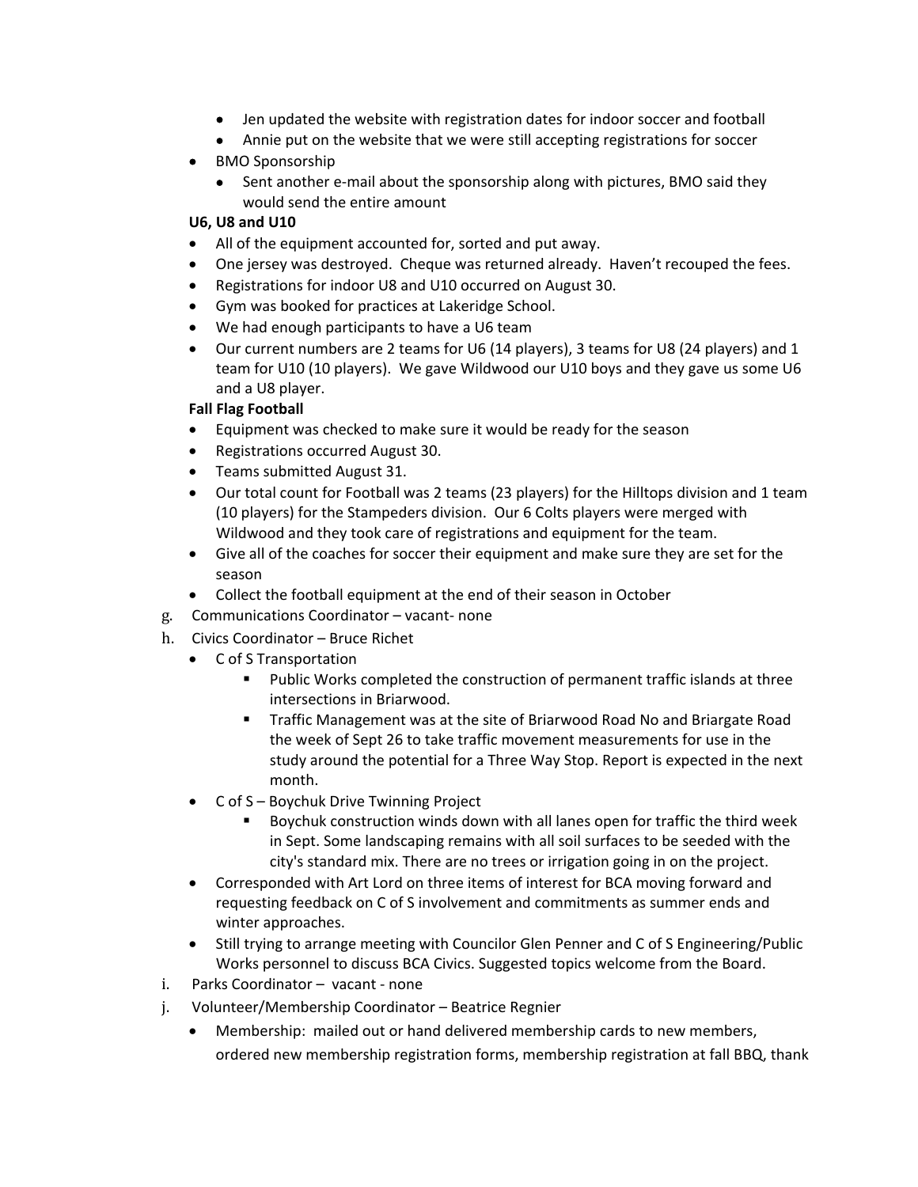- Jen updated the website with registration dates for indoor soccer and football
- Annie put on the website that we were still accepting registrations for soccer

- BMO Sponsorship
  - Sent another e-mail about the sponsorship along with pictures, BMO said they would send the entire amount

**U6, U8 and U10**

- All of the equipment accounted for, sorted and put away.
- One jersey was destroyed. Cheque was returned already. Haven't recouped the fees.
- Registrations for indoor U8 and U10 occurred on August 30.
- Gym was booked for practices at Lakeridge School.
- We had enough participants to have a U6 team
- Our current numbers are 2 teams for U6 (14 players), 3 teams for U8 (24 players) and 1 team for U10 (10 players). We gave Wildwood our U10 boys and they gave us some U6 and a U8 player.

**Fall Flag Football**

- Equipment was checked to make sure it would be ready for the season
- Registrations occurred August 30.
- Teams submitted August 31.
- Our total count for Football was 2 teams (23 players) for the Hilltops division and 1 team (10 players) for the Stampeders division. Our 6 Colts players were merged with Wildwood and they took care of registrations and equipment for the team.
- Give all of the coaches for soccer their equipment and make sure they are set for the season
- Collect the football equipment at the end of their season in October

g. Communications Coordinator – vacant- none

h. Civics Coordinator – Bruce Richet

- C of S Transportation
  - Public Works completed the construction of permanent traffic islands at three intersections in Briarwood.
  - Traffic Management was at the site of Briarwood Road No and Briargate Road the week of Sept 26 to take traffic movement measurements for use in the study around the potential for a Three Way Stop. Report is expected in the next month.
- C of S – Boychuk Drive Twinning Project
  - Boychuk construction winds down with all lanes open for traffic the third week in Sept. Some landscaping remains with all soil surfaces to be seeded with the city's standard mix. There are no trees or irrigation going in on the project.
- Corresponded with Art Lord on three items of interest for BCA moving forward and requesting feedback on C of S involvement and commitments as summer ends and winter approaches.
- Still trying to arrange meeting with Councilor Glen Penner and C of S Engineering/Public Works personnel to discuss BCA Civics. Suggested topics welcome from the Board.

i. Parks Coordinator – vacant - none

j. Volunteer/Membership Coordinator – Beatrice Regnier

- Membership: mailed out or hand delivered membership cards to new members, ordered new membership registration forms, membership registration at fall BBQ, thank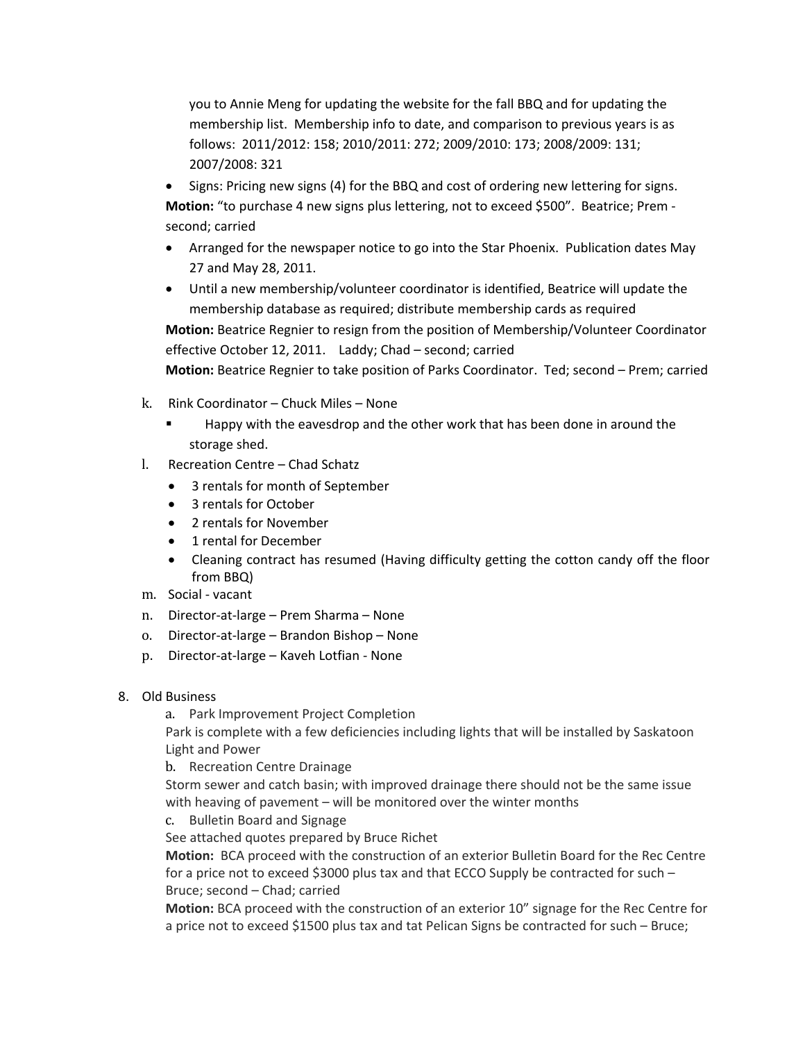you to Annie Meng for updating the website for the fall BBQ and for updating the membership list. Membership info to date, and comparison to previous years is as follows: 2011/2012: 158; 2010/2011: 272; 2009/2010: 173; 2008/2009: 131; 2007/2008: 321

- Signs: Pricing new signs (4) for the BBQ and cost of ordering new lettering for signs.

**Motion:** "to purchase 4 new signs plus lettering, not to exceed $500". Beatrice; Prem - second; carried

- Arranged for the newspaper notice to go into the Star Phoenix. Publication dates May 27 and May 28, 2011.
- Until a new membership/volunteer coordinator is identified, Beatrice will update the membership database as required; distribute membership cards as required

**Motion:** Beatrice Regnier to resign from the position of Membership/Volunteer Coordinator effective October 12, 2011. Laddy; Chad – second; carried

**Motion:** Beatrice Regnier to take position of Parks Coordinator. Ted; second – Prem; carried

k. Rink Coordinator – Chuck Miles – None
   - Happy with the eavesdrop and the other work that has been done in around the storage shed.

l. Recreation Centre – Chad Schatz
   - 3 rentals for month of September
   - 3 rentals for October
   - 2 rentals for November
   - 1 rental for December
   - Cleaning contract has resumed (Having difficulty getting the cotton candy off the floor from BBQ)

m. Social - vacant

n. Director-at-large – Prem Sharma – None

o. Director-at-large – Brandon Bishop – None

p. Director-at-large – Kaveh Lotfian - None

8. Old Business

   a. Park Improvement Project Completion

   Park is complete with a few deficiencies including lights that will be installed by Saskatoon Light and Power

   b. Recreation Centre Drainage

   Storm sewer and catch basin; with improved drainage there should not be the same issue with heaving of pavement – will be monitored over the winter months

   c. Bulletin Board and Signage

   See attached quotes prepared by Bruce Richet

   **Motion:** BCA proceed with the construction of an exterior Bulletin Board for the Rec Centre for a price not to exceed $3000 plus tax and that ECCO Supply be contracted for such – Bruce; second – Chad; carried

   **Motion:** BCA proceed with the construction of an exterior 10" signage for the Rec Centre for a price not to exceed $1500 plus tax and tat Pelican Signs be contracted for such – Bruce;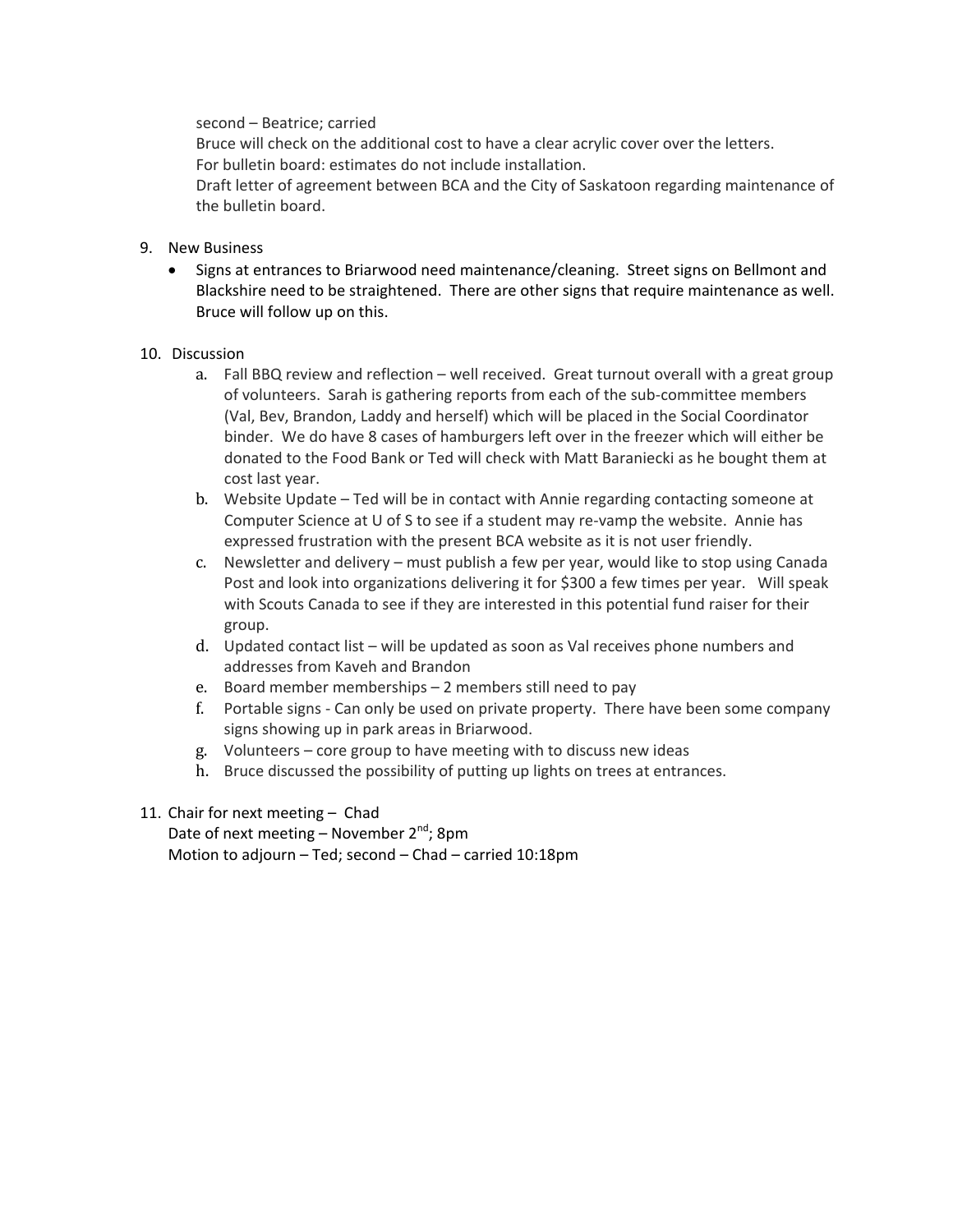second – Beatrice; carried
Bruce will check on the additional cost to have a clear acrylic cover over the letters.
For bulletin board: estimates do not include installation.
Draft letter of agreement between BCA and the City of Saskatoon regarding maintenance of the bulletin board.

9. New Business
   - Signs at entrances to Briarwood need maintenance/cleaning. Street signs on Bellmont and Blackshire need to be straightened. There are other signs that require maintenance as well. Bruce will follow up on this.

10. Discussion
    a. Fall BBQ review and reflection – well received. Great turnout overall with a great group of volunteers. Sarah is gathering reports from each of the sub-committee members (Val, Bev, Brandon, Laddy and herself) which will be placed in the Social Coordinator binder. We do have 8 cases of hamburgers left over in the freezer which will either be donated to the Food Bank or Ted will check with Matt Baraniecki as he bought them at cost last year.
    b. Website Update – Ted will be in contact with Annie regarding contacting someone at Computer Science at U of S to see if a student may re-vamp the website. Annie has expressed frustration with the present BCA website as it is not user friendly.
    c. Newsletter and delivery – must publish a few per year, would like to stop using Canada Post and look into organizations delivering it for $300 a few times per year. Will speak with Scouts Canada to see if they are interested in this potential fund raiser for their group.
    d. Updated contact list – will be updated as soon as Val receives phone numbers and addresses from Kaveh and Brandon
    e. Board member memberships – 2 members still need to pay
    f. Portable signs - Can only be used on private property. There have been some company signs showing up in park areas in Briarwood.
    g. Volunteers – core group to have meeting with to discuss new ideas
    h. Bruce discussed the possibility of putting up lights on trees at entrances.

11. Chair for next meeting – Chad
    Date of next meeting – November 2nd; 8pm
    Motion to adjourn – Ted; second – Chad – carried 10:18pm